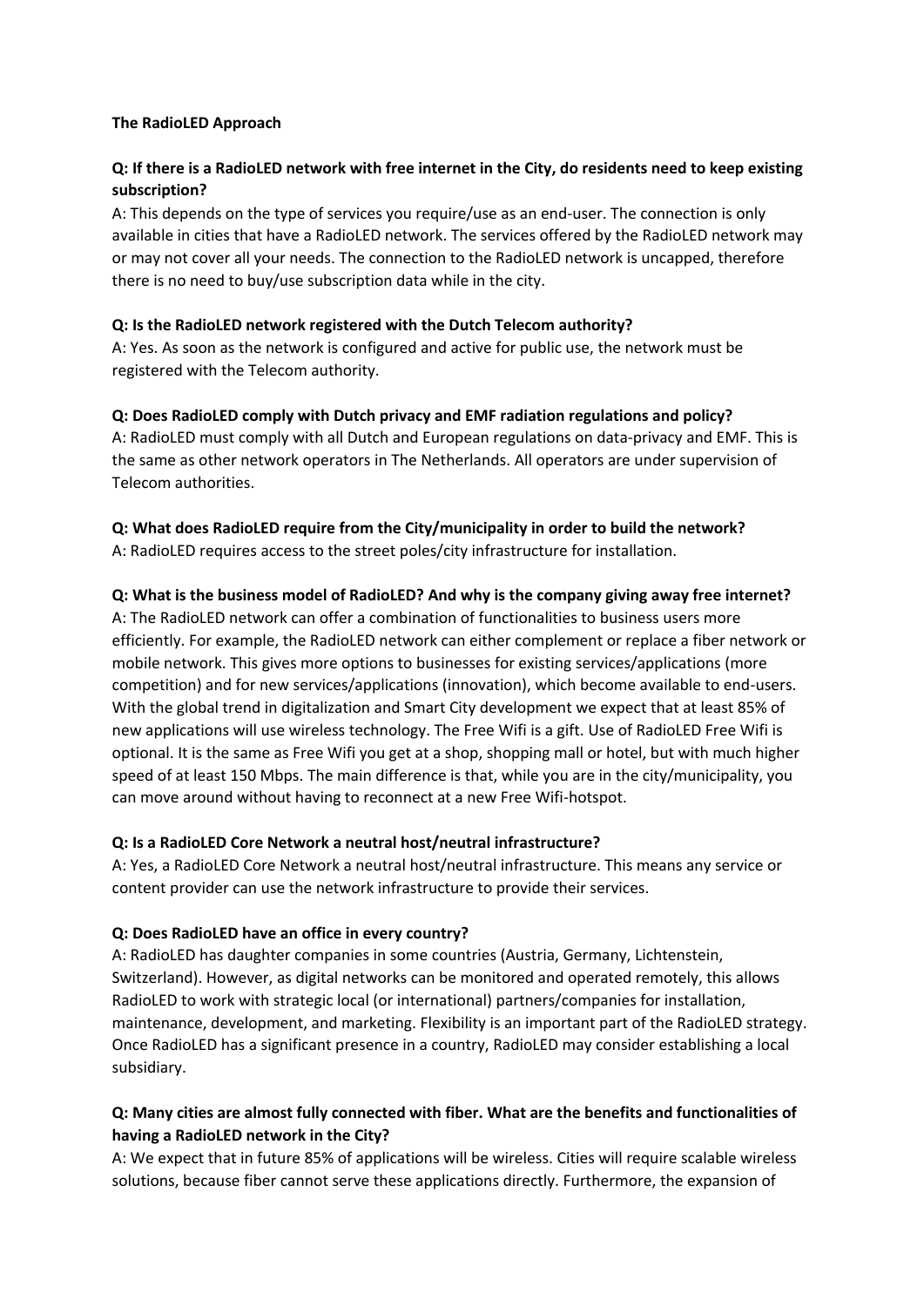**The RadioLED Approach**

**Q: If there is a RadioLED network with free internet in the City, do residents need to keep existing subscription?**
A: This depends on the type of services you require/use as an end-user. The connection is only available in cities that have a RadioLED network. The services offered by the RadioLED network may or may not cover all your needs. The connection to the RadioLED network is uncapped, therefore there is no need to buy/use subscription data while in the city.

**Q: Is the RadioLED network registered with the Dutch Telecom authority?**
A: Yes. As soon as the network is configured and active for public use, the network must be registered with the Telecom authority.

**Q: Does RadioLED comply with Dutch privacy and EMF radiation regulations and policy?**
A: RadioLED must comply with all Dutch and European regulations on data-privacy and EMF. This is the same as other network operators in The Netherlands. All operators are under supervision of Telecom authorities.

**Q: What does RadioLED require from the City/municipality in order to build the network?**
A: RadioLED requires access to the street poles/city infrastructure for installation.

**Q: What is the business model of RadioLED? And why is the company giving away free internet?**
A: The RadioLED network can offer a combination of functionalities to business users more efficiently. For example, the RadioLED network can either complement or replace a fiber network or mobile network. This gives more options to businesses for existing services/applications (more competition) and for new services/applications (innovation), which become available to end-users. With the global trend in digitalization and Smart City development we expect that at least 85% of new applications will use wireless technology. The Free Wifi is a gift. Use of RadioLED Free Wifi is optional. It is the same as Free Wifi you get at a shop, shopping mall or hotel, but with much higher speed of at least 150 Mbps. The main difference is that, while you are in the city/municipality, you can move around without having to reconnect at a new Free Wifi-hotspot.

**Q: Is a RadioLED Core Network a neutral host/neutral infrastructure?**
A: Yes, a RadioLED Core Network a neutral host/neutral infrastructure. This means any service or content provider can use the network infrastructure to provide their services.

**Q: Does RadioLED have an office in every country?**
A: RadioLED has daughter companies in some countries (Austria, Germany, Lichtenstein, Switzerland). However, as digital networks can be monitored and operated remotely, this allows RadioLED to work with strategic local (or international) partners/companies for installation, maintenance, development, and marketing. Flexibility is an important part of the RadioLED strategy. Once RadioLED has a significant presence in a country, RadioLED may consider establishing a local subsidiary.

**Q: Many cities are almost fully connected with fiber. What are the benefits and functionalities of having a RadioLED network in the City?**
A: We expect that in future 85% of applications will be wireless. Cities will require scalable wireless solutions, because fiber cannot serve these applications directly. Furthermore, the expansion of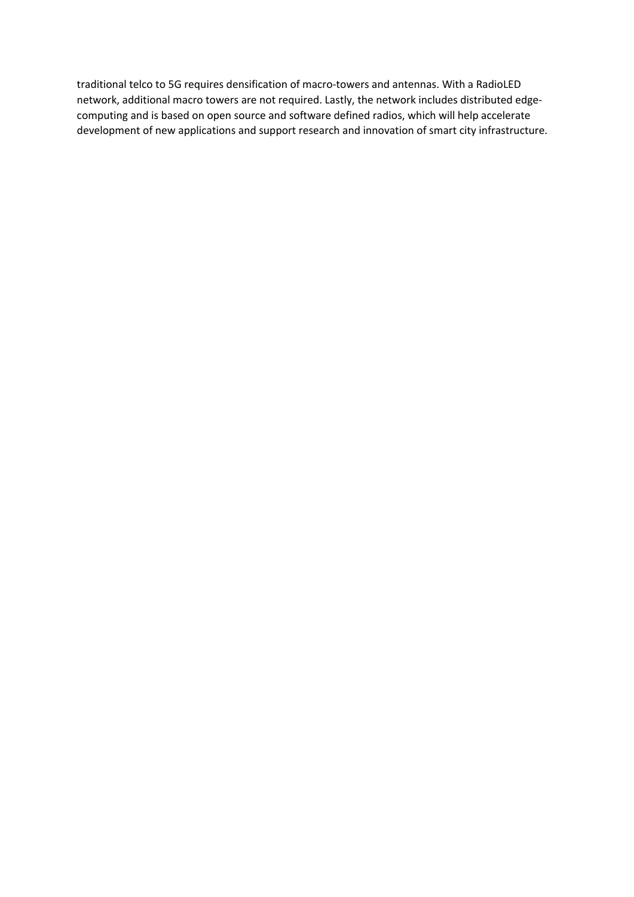traditional telco to 5G requires densification of macro-towers and antennas. With a RadioLED network, additional macro towers are not required. Lastly, the network includes distributed edge-computing and is based on open source and software defined radios, which will help accelerate development of new applications and support research and innovation of smart city infrastructure.